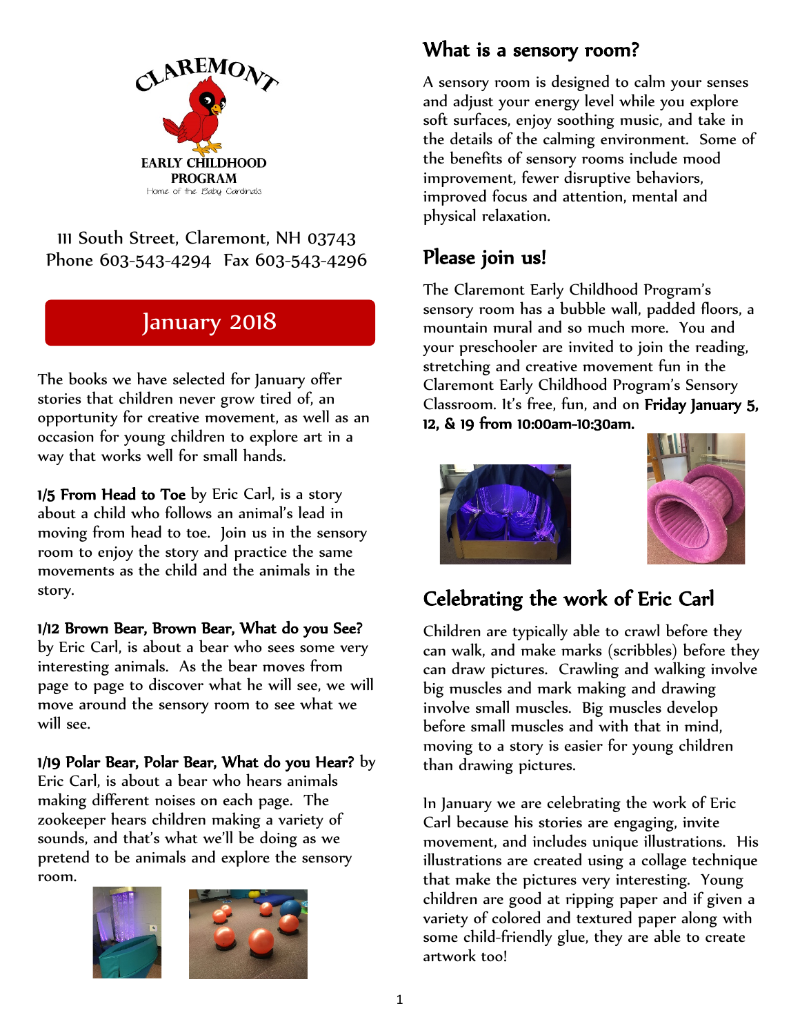CLAREMONT

EARLY CHILDHOOD PROGRAM

Home of the Baby Cardinals

111 South Street, Claremont, NH 03743
Phone 603-543-4294 Fax 603-543-4296

## January 2018

The books we have selected for January offer stories that children never grow tired of, an opportunity for creative movement, as well as an occasion for young children to explore art in a way that works well for small hands.

**1/5 From Head to Toe** by Eric Carl, is a story about a child who follows an animal's lead in moving from head to toe. Join us in the sensory room to enjoy the story and practice the same movements as the child and the animals in the story.

**1/12 Brown Bear, Brown Bear, What do you See?** by Eric Carl, is about a bear who sees some very interesting animals. As the bear moves from page to page to discover what he will see, we will move around the sensory room to see what we will see.

**1/19 Polar Bear, Polar Bear, What do you Hear?** by Eric Carl, is about a bear who hears animals making different noises on each page. The zookeeper hears children making a variety of sounds, and that's what we'll be doing as we pretend to be animals and explore the sensory room.

## What is a sensory room?

A sensory room is designed to calm your senses and adjust your energy level while you explore soft surfaces, enjoy soothing music, and take in the details of the calming environment. Some of the benefits of sensory rooms include mood improvement, fewer disruptive behaviors, improved focus and attention, mental and physical relaxation.

## Please join us!

The Claremont Early Childhood Program's sensory room has a bubble wall, padded floors, a mountain mural and so much more. You and your preschooler are invited to join the reading, stretching and creative movement fun in the Claremont Early Childhood Program's Sensory Classroom. It's free, fun, and on **Friday January 5, 12, & 19 from 10:00am-10:30am.**

## Celebrating the work of Eric Carl

Children are typically able to crawl before they can walk, and make marks (scribbles) before they can draw pictures. Crawling and walking involve big muscles and mark making and drawing involve small muscles. Big muscles develop before small muscles and with that in mind, moving to a story is easier for young children than drawing pictures.

In January we are celebrating the work of Eric Carl because his stories are engaging, invite movement, and includes unique illustrations. His illustrations are created using a collage technique that make the pictures very interesting. Young children are good at ripping paper and if given a variety of colored and textured paper along with some child-friendly glue, they are able to create artwork too!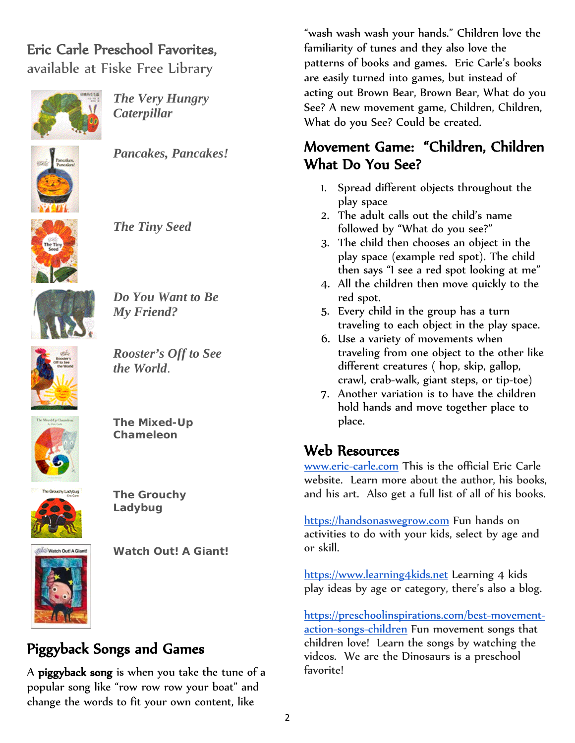## Eric Carle Preschool Favorites,

available at Fiske Free Library

***The Very Hungry Caterpillar***

***Pancakes, Pancakes!***

***The Tiny Seed***

***Do You Want to Be My Friend?***

***Rooster's Off to See the World.***

**The Mixed-Up Chameleon**

**The Grouchy Ladybug**

**Watch Out! A Giant!**

## Piggyback Songs and Games

A **piggyback song** is when you take the tune of a popular song like "row row row your boat" and change the words to fit your own content, like "wash wash wash your hands." Children love the familiarity of tunes and they also love the patterns of books and games. Eric Carle's books are easily turned into games, but instead of acting out Brown Bear, Brown Bear, What do you See? A new movement game, Children, Children, What do you See? Could be created.

## Movement Game: "Children, Children What Do You See?

1. Spread different objects throughout the play space
2. The adult calls out the child's name followed by "What do you see?"
3. The child then chooses an object in the play space (example red spot). The child then says "I see a red spot looking at me"
4. All the children then move quickly to the red spot.
5. Every child in the group has a turn traveling to each object in the play space.
6. Use a variety of movements when traveling from one object to the other like different creatures ( hop, skip, gallop, crawl, crab-walk, giant steps, or tip-toe)
7. Another variation is to have the children hold hands and move together place to place.

## Web Resources

www.eric-carle.com This is the official Eric Carle website. Learn more about the author, his books, and his art. Also get a full list of all of his books.

https://handsonaswegrow.com Fun hands on activities to do with your kids, select by age and or skill.

https://www.learning4kids.net Learning 4 kids play ideas by age or category, there's also a blog.

https://preschoolinspirations.com/best-movement-action-songs-children Fun movement songs that children love! Learn the songs by watching the videos. We are the Dinosaurs is a preschool favorite!